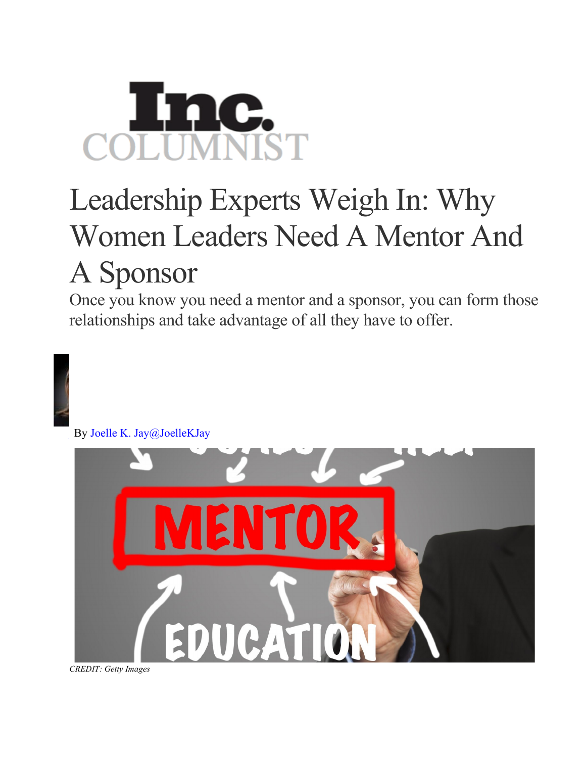Inc. COLUMNIST

# Leadership Experts Weigh In: Why Women Leaders Need A Mentor And A Sponsor

Once you know you need a mentor and a sponsor, you can form those relationships and take advantage of all they have to offer.

By Joelle K. Jay@JoelleKJay

*CREDIT: Getty Images*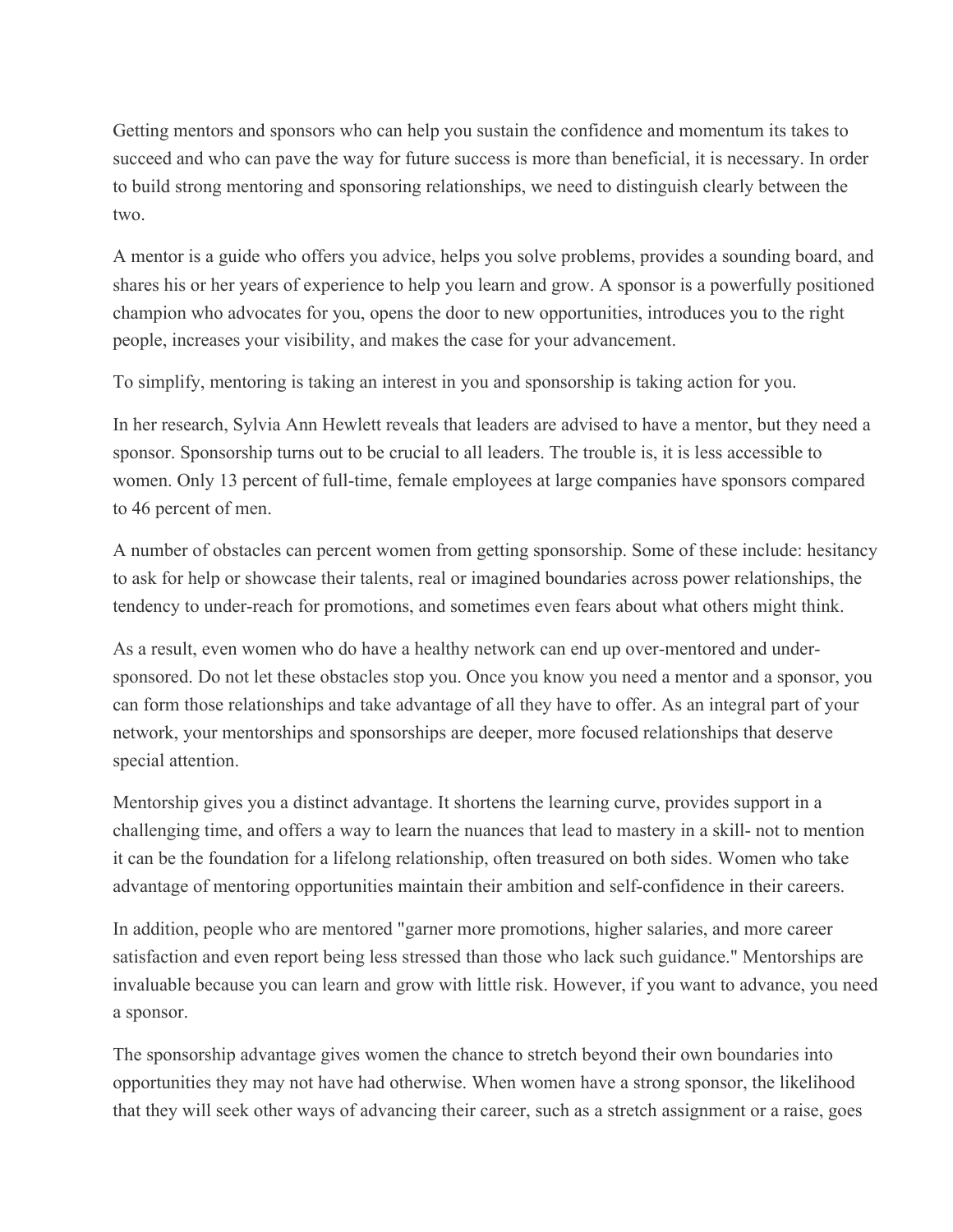Getting mentors and sponsors who can help you sustain the confidence and momentum its takes to succeed and who can pave the way for future success is more than beneficial, it is necessary. In order to build strong mentoring and sponsoring relationships, we need to distinguish clearly between the two.

A mentor is a guide who offers you advice, helps you solve problems, provides a sounding board, and shares his or her years of experience to help you learn and grow. A sponsor is a powerfully positioned champion who advocates for you, opens the door to new opportunities, introduces you to the right people, increases your visibility, and makes the case for your advancement.

To simplify, mentoring is taking an interest in you and sponsorship is taking action for you.

In her research, Sylvia Ann Hewlett reveals that leaders are advised to have a mentor, but they need a sponsor. Sponsorship turns out to be crucial to all leaders. The trouble is, it is less accessible to women. Only 13 percent of full-time, female employees at large companies have sponsors compared to 46 percent of men.

A number of obstacles can percent women from getting sponsorship. Some of these include: hesitancy to ask for help or showcase their talents, real or imagined boundaries across power relationships, the tendency to under-reach for promotions, and sometimes even fears about what others might think.

As a result, even women who do have a healthy network can end up over-mentored and under-sponsored. Do not let these obstacles stop you. Once you know you need a mentor and a sponsor, you can form those relationships and take advantage of all they have to offer. As an integral part of your network, your mentorships and sponsorships are deeper, more focused relationships that deserve special attention.

Mentorship gives you a distinct advantage. It shortens the learning curve, provides support in a challenging time, and offers a way to learn the nuances that lead to mastery in a skill- not to mention it can be the foundation for a lifelong relationship, often treasured on both sides. Women who take advantage of mentoring opportunities maintain their ambition and self-confidence in their careers.

In addition, people who are mentored "garner more promotions, higher salaries, and more career satisfaction and even report being less stressed than those who lack such guidance." Mentorships are invaluable because you can learn and grow with little risk. However, if you want to advance, you need a sponsor.

The sponsorship advantage gives women the chance to stretch beyond their own boundaries into opportunities they may not have had otherwise. When women have a strong sponsor, the likelihood that they will seek other ways of advancing their career, such as a stretch assignment or a raise, goes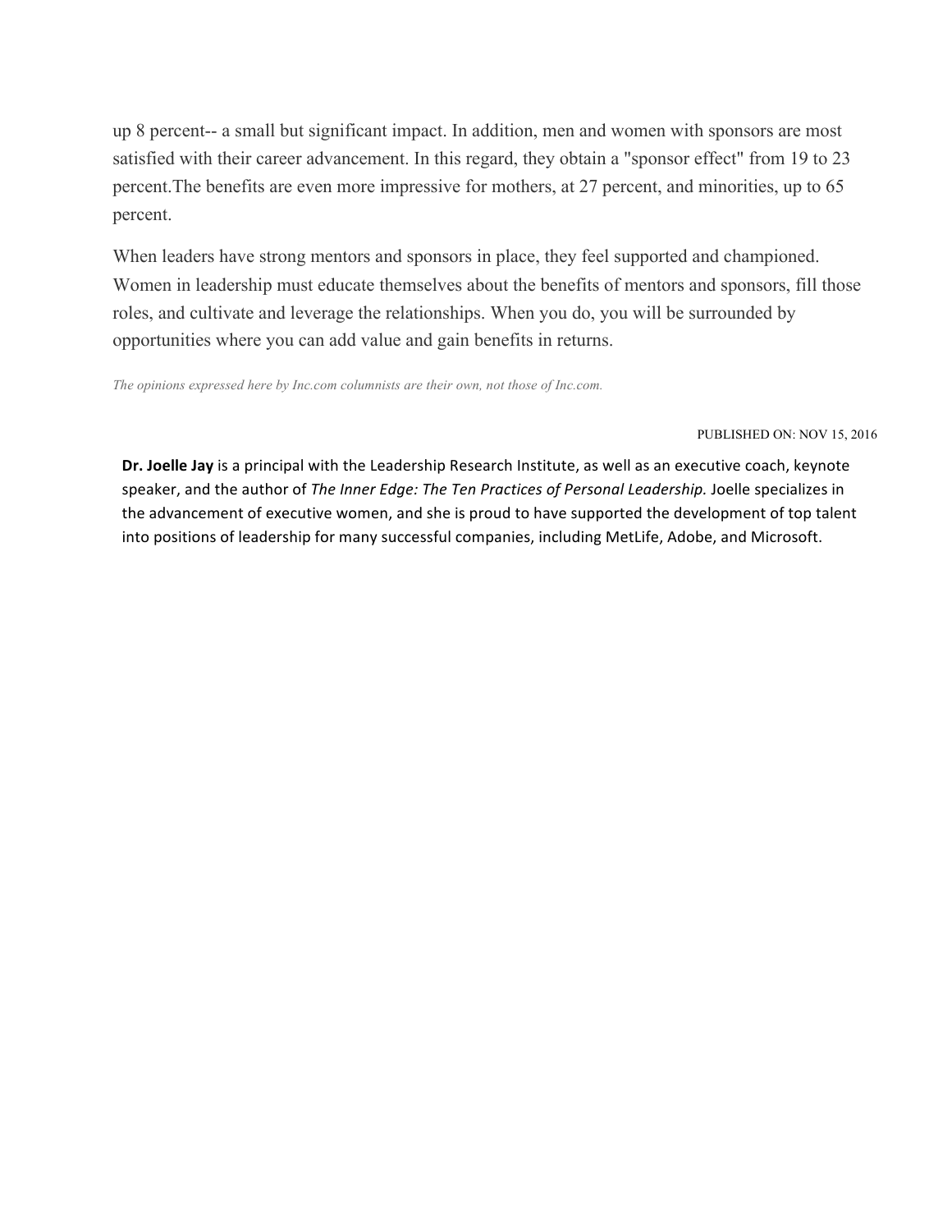up 8 percent-- a small but significant impact. In addition, men and women with sponsors are most satisfied with their career advancement. In this regard, they obtain a "sponsor effect" from 19 to 23 percent.The benefits are even more impressive for mothers, at 27 percent, and minorities, up to 65 percent.

When leaders have strong mentors and sponsors in place, they feel supported and championed. Women in leadership must educate themselves about the benefits of mentors and sponsors, fill those roles, and cultivate and leverage the relationships. When you do, you will be surrounded by opportunities where you can add value and gain benefits in returns.

*The opinions expressed here by Inc.com columnists are their own, not those of Inc.com.*

PUBLISHED ON: NOV 15, 2016

**Dr. Joelle Jay** is a principal with the Leadership Research Institute, as well as an executive coach, keynote speaker, and the author of *The Inner Edge: The Ten Practices of Personal Leadership.* Joelle specializes in the advancement of executive women, and she is proud to have supported the development of top talent into positions of leadership for many successful companies, including MetLife, Adobe, and Microsoft.